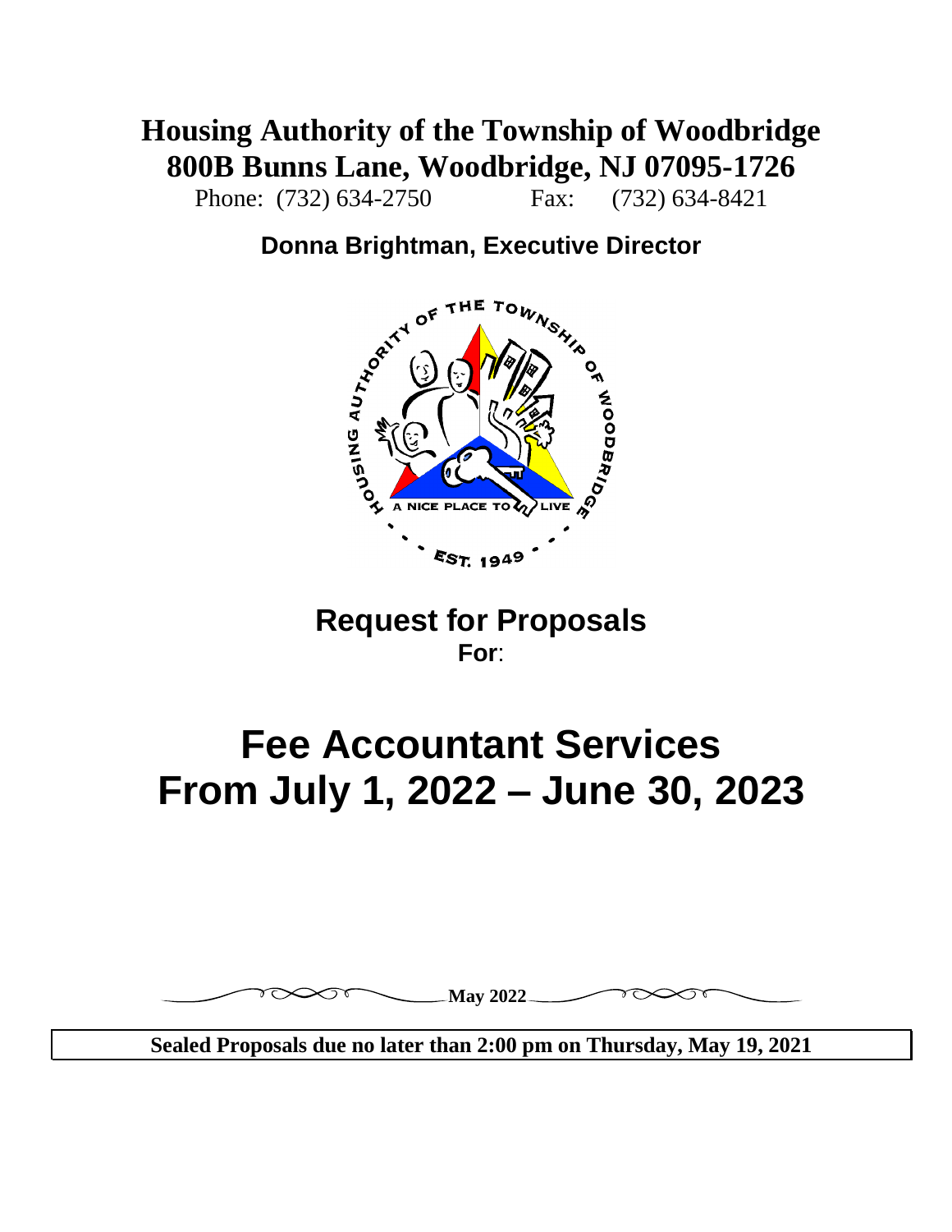# Housing Authority of the Township of Woodbridge
## 800B Bunns Lane, Woodbridge, NJ 07095-1726

Phone: (732) 634-2750 Fax: (732) 634-8421

**Donna Brightman, Executive Director**

## Request for Proposals
**For**:

# Fee Accountant Services
# From July 1, 2022 – June 30, 2023

**May 2022**

**Sealed Proposals due no later than 2:00 pm on Thursday, May 19, 2021**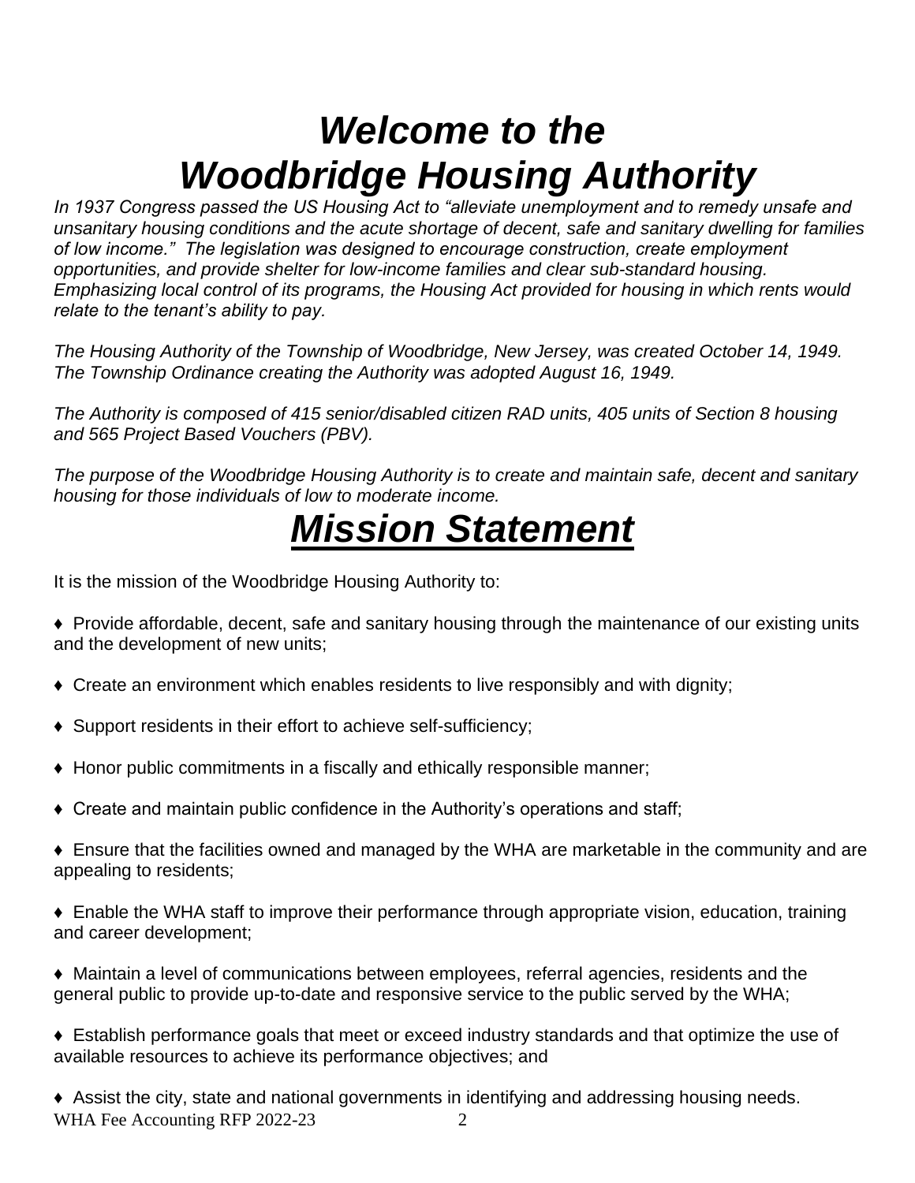# *Welcome to the Woodbridge Housing Authority*

*In 1937 Congress passed the US Housing Act to "alleviate unemployment and to remedy unsafe and unsanitary housing conditions and the acute shortage of decent, safe and sanitary dwelling for families of low income." The legislation was designed to encourage construction, create employment opportunities, and provide shelter for low-income families and clear sub-standard housing. Emphasizing local control of its programs, the Housing Act provided for housing in which rents would relate to the tenant's ability to pay.*

*The Housing Authority of the Township of Woodbridge, New Jersey, was created October 14, 1949. The Township Ordinance creating the Authority was adopted August 16, 1949.*

*The Authority is composed of 415 senior/disabled citizen RAD units, 405 units of Section 8 housing and 565 Project Based Vouchers (PBV).*

*The purpose of the Woodbridge Housing Authority is to create and maintain safe, decent and sanitary housing for those individuals of low to moderate income.*

# ***<u>Mission Statement</u>***

It is the mission of the Woodbridge Housing Authority to:

♦ Provide affordable, decent, safe and sanitary housing through the maintenance of our existing units and the development of new units;

♦ Create an environment which enables residents to live responsibly and with dignity;

♦ Support residents in their effort to achieve self-sufficiency;

♦ Honor public commitments in a fiscally and ethically responsible manner;

♦ Create and maintain public confidence in the Authority's operations and staff;

♦ Ensure that the facilities owned and managed by the WHA are marketable in the community and are appealing to residents;

♦ Enable the WHA staff to improve their performance through appropriate vision, education, training and career development;

♦ Maintain a level of communications between employees, referral agencies, residents and the general public to provide up-to-date and responsive service to the public served by the WHA;

♦ Establish performance goals that meet or exceed industry standards and that optimize the use of available resources to achieve its performance objectives; and

♦ Assist the city, state and national governments in identifying and addressing housing needs.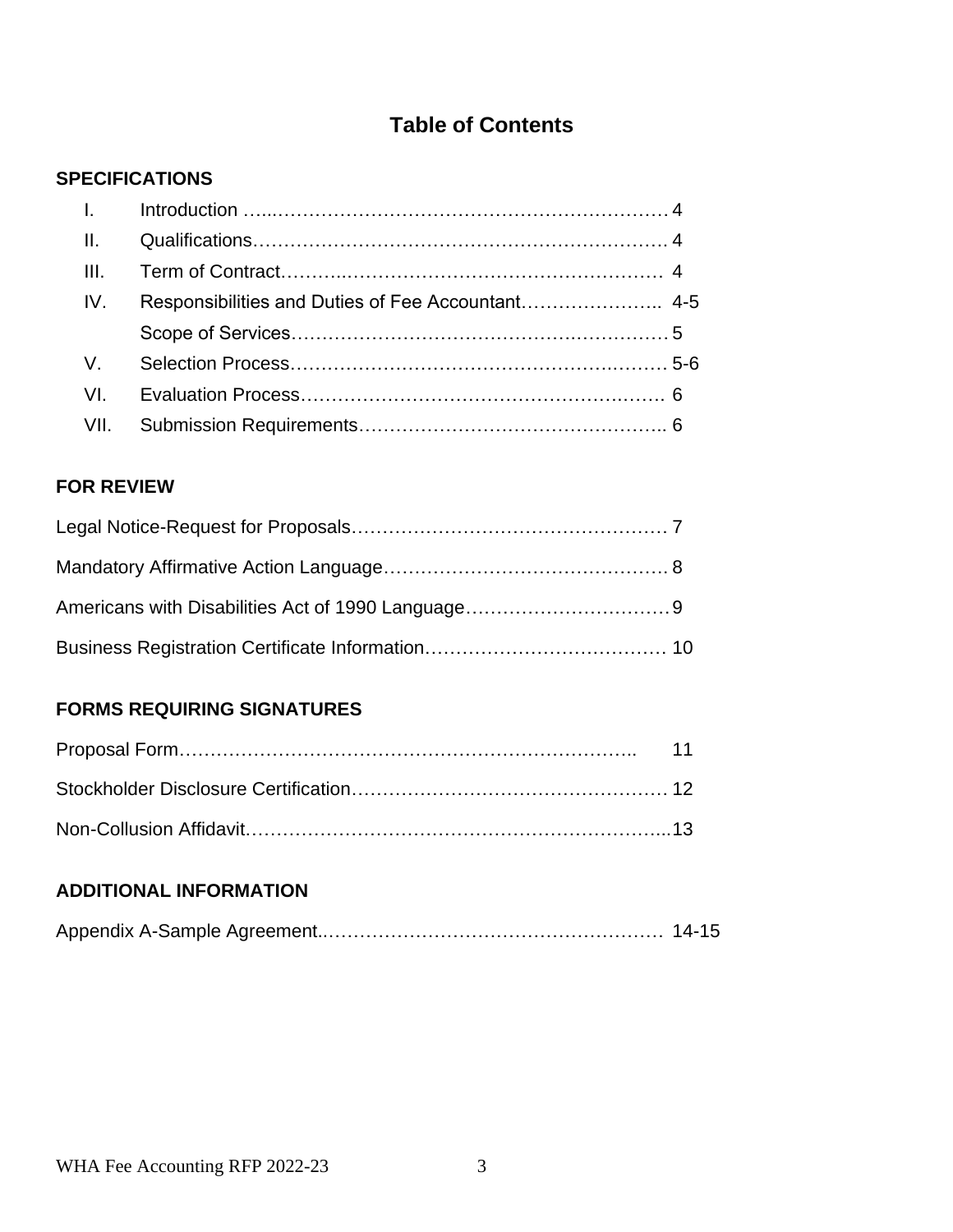# Table of Contents

## SPECIFICATIONS

| | | |
|---|---|---|
| I. | Introduction | 4 |
| II. | Qualifications | 4 |
| III. | Term of Contract | 4 |
| IV. | Responsibilities and Duties of Fee Accountant | 4-5 |
| | Scope of Services | 5 |
| V. | Selection Process | 5-6 |
| VI. | Evaluation Process | 6 |
| VII. | Submission Requirements | 6 |

## FOR REVIEW

| | |
|---|---|
| Legal Notice-Request for Proposals | 7 |
| Mandatory Affirmative Action Language | 8 |
| Americans with Disabilities Act of 1990 Language | 9 |
| Business Registration Certificate Information | 10 |

## FORMS REQUIRING SIGNATURES

| | |
|---|---|
| Proposal Form | 11 |
| Stockholder Disclosure Certification | 12 |
| Non-Collusion Affidavit | 13 |

## ADDITIONAL INFORMATION

| | |
|---|---|
| Appendix A-Sample Agreement | 14-15 |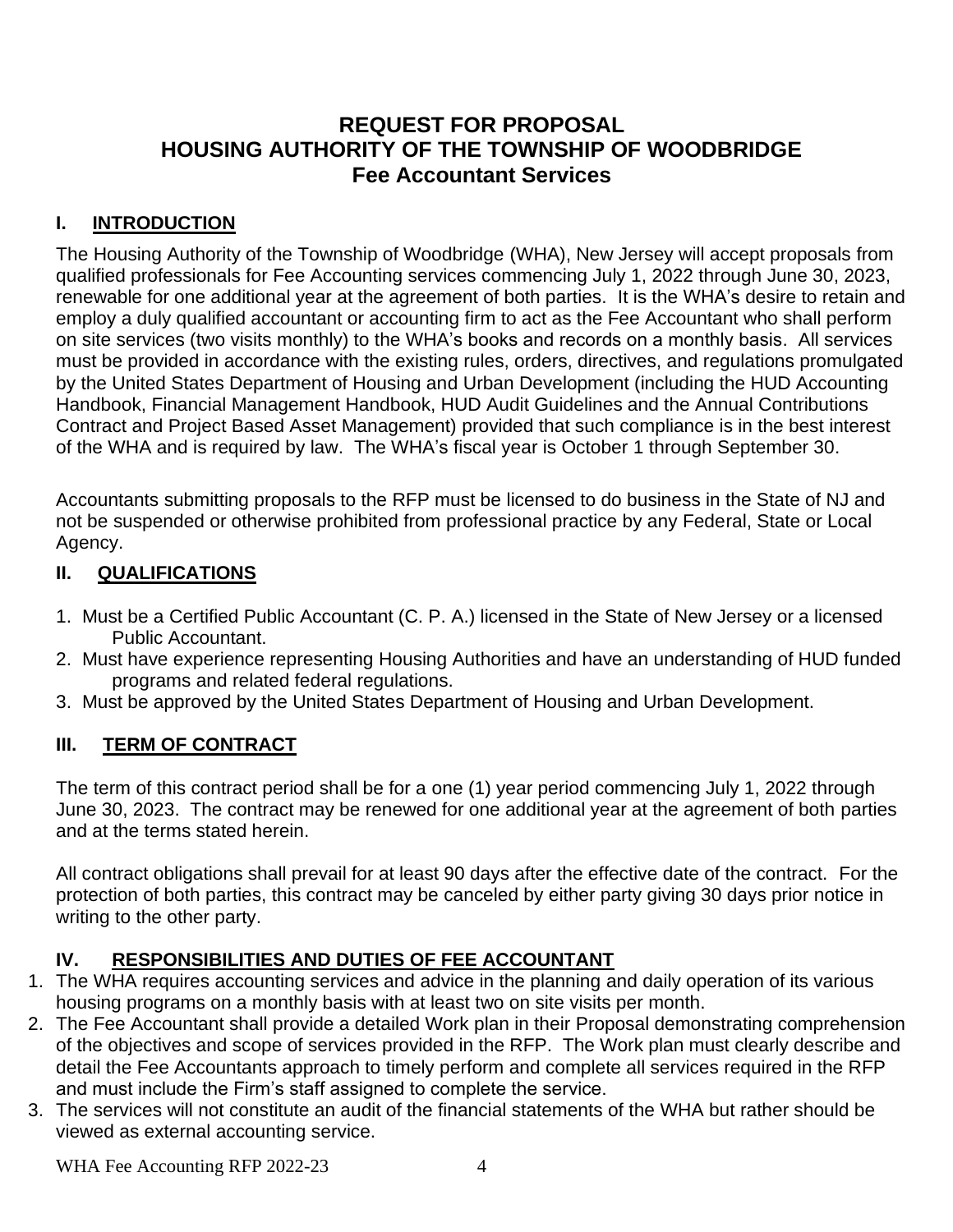# REQUEST FOR PROPOSAL
# HOUSING AUTHORITY OF THE TOWNSHIP OF WOODBRIDGE
# Fee Accountant Services

## I. INTRODUCTION

The Housing Authority of the Township of Woodbridge (WHA), New Jersey will accept proposals from qualified professionals for Fee Accounting services commencing July 1, 2022 through June 30, 2023, renewable for one additional year at the agreement of both parties. It is the WHA's desire to retain and employ a duly qualified accountant or accounting firm to act as the Fee Accountant who shall perform on site services (two visits monthly) to the WHA's books and records on a monthly basis. All services must be provided in accordance with the existing rules, orders, directives, and regulations promulgated by the United States Department of Housing and Urban Development (including the HUD Accounting Handbook, Financial Management Handbook, HUD Audit Guidelines and the Annual Contributions Contract and Project Based Asset Management) provided that such compliance is in the best interest of the WHA and is required by law. The WHA's fiscal year is October 1 through September 30.

Accountants submitting proposals to the RFP must be licensed to do business in the State of NJ and not be suspended or otherwise prohibited from professional practice by any Federal, State or Local Agency.

## II. QUALIFICATIONS

1. Must be a Certified Public Accountant (C. P. A.) licensed in the State of New Jersey or a licensed Public Accountant.
2. Must have experience representing Housing Authorities and have an understanding of HUD funded programs and related federal regulations.
3. Must be approved by the United States Department of Housing and Urban Development.

## III. TERM OF CONTRACT

The term of this contract period shall be for a one (1) year period commencing July 1, 2022 through June 30, 2023. The contract may be renewed for one additional year at the agreement of both parties and at the terms stated herein.

All contract obligations shall prevail for at least 90 days after the effective date of the contract. For the protection of both parties, this contract may be canceled by either party giving 30 days prior notice in writing to the other party.

## IV. RESPONSIBILITIES AND DUTIES OF FEE ACCOUNTANT

1. The WHA requires accounting services and advice in the planning and daily operation of its various housing programs on a monthly basis with at least two on site visits per month.
2. The Fee Accountant shall provide a detailed Work plan in their Proposal demonstrating comprehension of the objectives and scope of services provided in the RFP. The Work plan must clearly describe and detail the Fee Accountants approach to timely perform and complete all services required in the RFP and must include the Firm's staff assigned to complete the service.
3. The services will not constitute an audit of the financial statements of the WHA but rather should be viewed as external accounting service.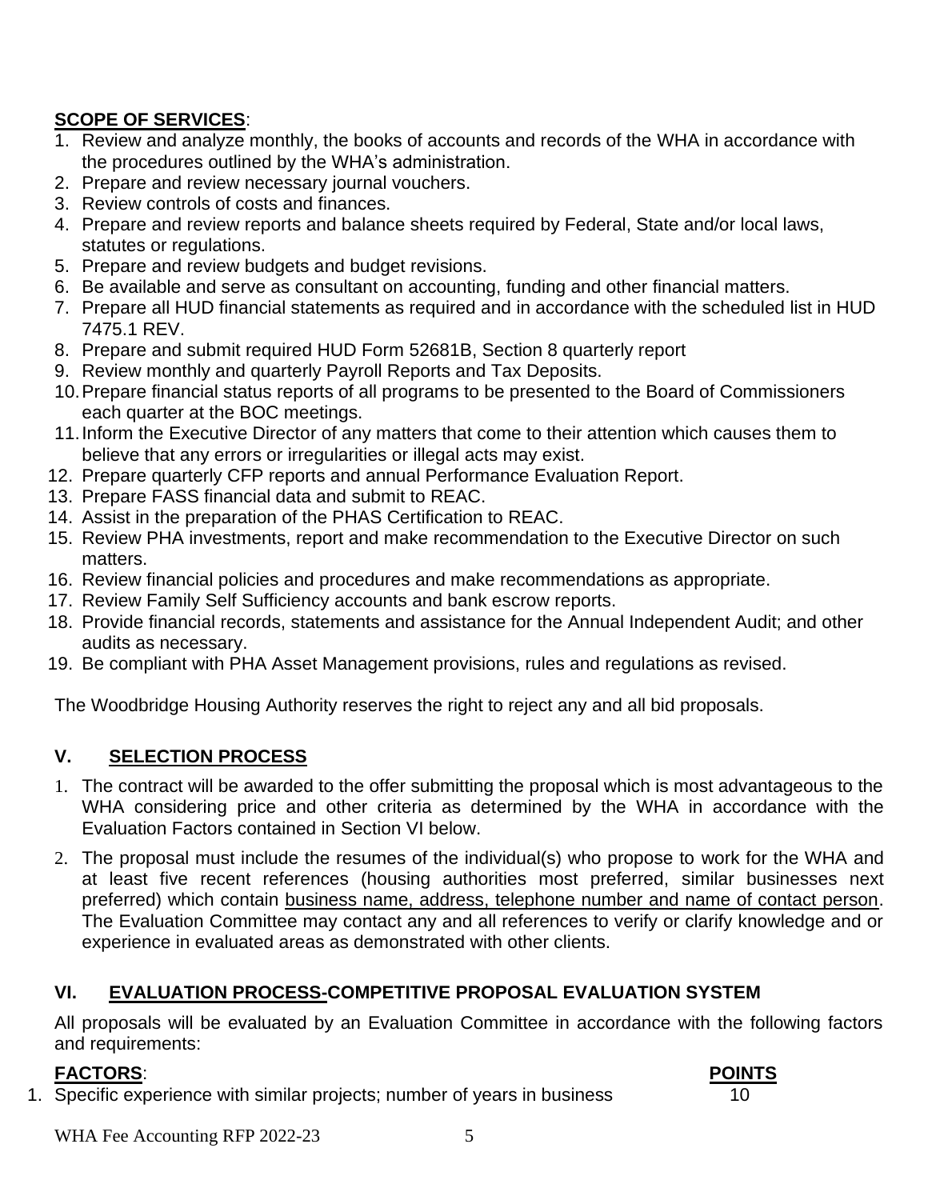**SCOPE OF SERVICES**:

1. Review and analyze monthly, the books of accounts and records of the WHA in accordance with the procedures outlined by the WHA's administration.
2. Prepare and review necessary journal vouchers.
3. Review controls of costs and finances.
4. Prepare and review reports and balance sheets required by Federal, State and/or local laws, statutes or regulations.
5. Prepare and review budgets and budget revisions.
6. Be available and serve as consultant on accounting, funding and other financial matters.
7. Prepare all HUD financial statements as required and in accordance with the scheduled list in HUD 7475.1 REV.
8. Prepare and submit required HUD Form 52681B, Section 8 quarterly report
9. Review monthly and quarterly Payroll Reports and Tax Deposits.
10. Prepare financial status reports of all programs to be presented to the Board of Commissioners each quarter at the BOC meetings.
11. Inform the Executive Director of any matters that come to their attention which causes them to believe that any errors or irregularities or illegal acts may exist.
12. Prepare quarterly CFP reports and annual Performance Evaluation Report.
13. Prepare FASS financial data and submit to REAC.
14. Assist in the preparation of the PHAS Certification to REAC.
15. Review PHA investments, report and make recommendation to the Executive Director on such matters.
16. Review financial policies and procedures and make recommendations as appropriate.
17. Review Family Self Sufficiency accounts and bank escrow reports.
18. Provide financial records, statements and assistance for the Annual Independent Audit; and other audits as necessary.
19. Be compliant with PHA Asset Management provisions, rules and regulations as revised.

The Woodbridge Housing Authority reserves the right to reject any and all bid proposals.

## V. SELECTION PROCESS

1. The contract will be awarded to the offer submitting the proposal which is most advantageous to the WHA considering price and other criteria as determined by the WHA in accordance with the Evaluation Factors contained in Section VI below.
2. The proposal must include the resumes of the individual(s) who propose to work for the WHA and at least five recent references (housing authorities most preferred, similar businesses next preferred) which contain business name, address, telephone number and name of contact person. The Evaluation Committee may contact any and all references to verify or clarify knowledge and or experience in evaluated areas as demonstrated with other clients.

## VI. EVALUATION PROCESS-COMPETITIVE PROPOSAL EVALUATION SYSTEM

All proposals will be evaluated by an Evaluation Committee in accordance with the following factors and requirements:

| **FACTORS**: | **POINTS** |
|---|---|
| 1. Specific experience with similar projects; number of years in business | 10 |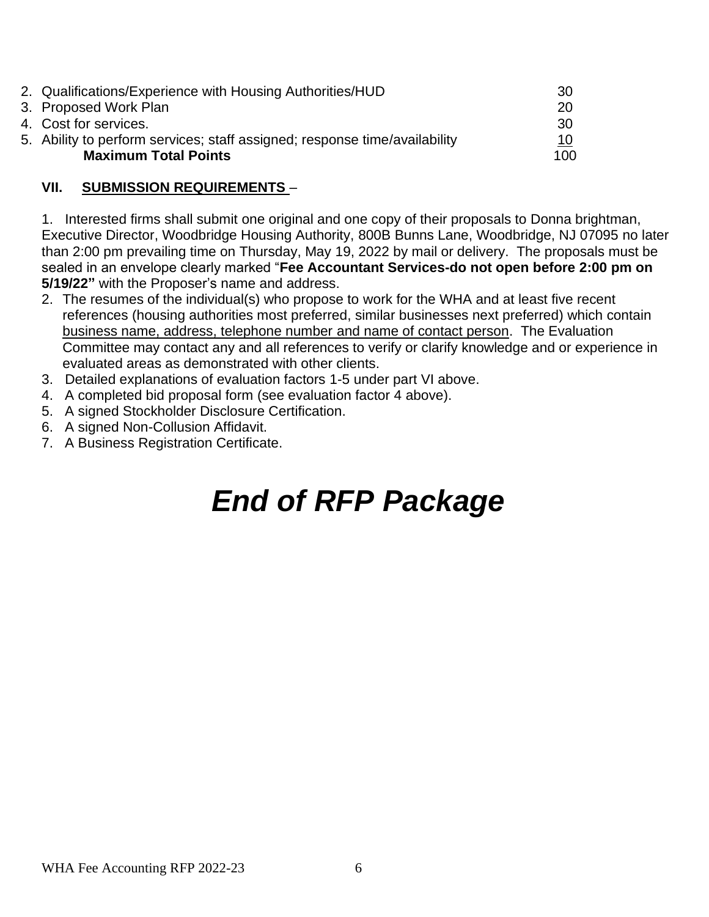| | | |
|---|---|---|
| 2. | Qualifications/Experience with Housing Authorities/HUD | 30 |
| 3. | Proposed Work Plan | 20 |
| 4. | Cost for services. | 30 |
| 5. | Ability to perform services; staff assigned; response time/availability | 10 |
| | **Maximum Total Points** | 100 |

### VII. SUBMISSION REQUIREMENTS –

1. Interested firms shall submit one original and one copy of their proposals to Donna brightman, Executive Director, Woodbridge Housing Authority, 800B Bunns Lane, Woodbridge, NJ 07095 no later than 2:00 pm prevailing time on Thursday, May 19, 2022 by mail or delivery. The proposals must be sealed in an envelope clearly marked "**Fee Accountant Services-do not open before 2:00 pm on 5/19/22"** with the Proposer's name and address.
2. The resumes of the individual(s) who propose to work for the WHA and at least five recent references (housing authorities most preferred, similar businesses next preferred) which contain business name, address, telephone number and name of contact person. The Evaluation Committee may contact any and all references to verify or clarify knowledge and or experience in evaluated areas as demonstrated with other clients.
3. Detailed explanations of evaluation factors 1-5 under part VI above.
4. A completed bid proposal form (see evaluation factor 4 above).
5. A signed Stockholder Disclosure Certification.
6. A signed Non-Collusion Affidavit.
7. A Business Registration Certificate.

# *End of RFP Package*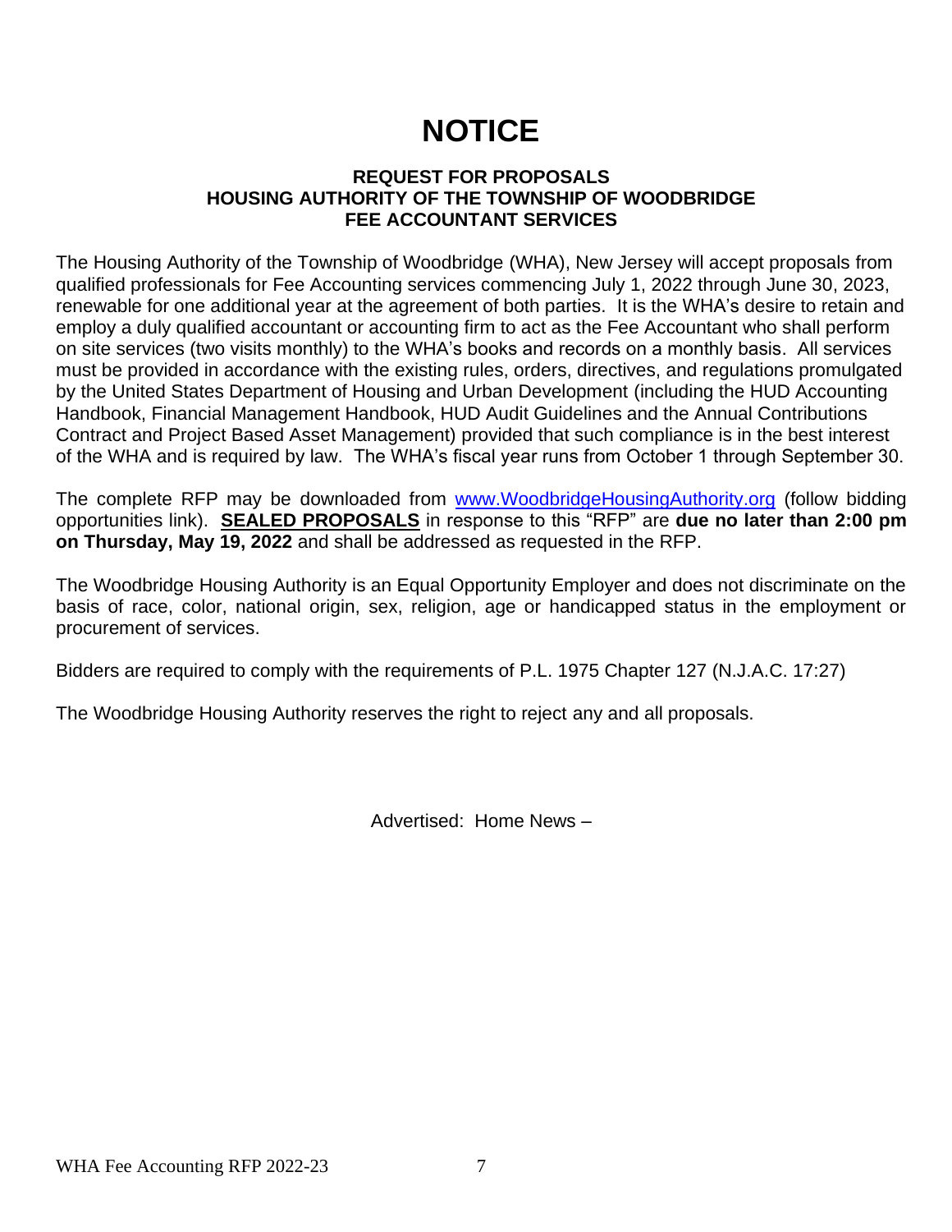# NOTICE

**REQUEST FOR PROPOSALS**
**HOUSING AUTHORITY OF THE TOWNSHIP OF WOODBRIDGE**
**FEE ACCOUNTANT SERVICES**

The Housing Authority of the Township of Woodbridge (WHA), New Jersey will accept proposals from qualified professionals for Fee Accounting services commencing July 1, 2022 through June 30, 2023, renewable for one additional year at the agreement of both parties. It is the WHA's desire to retain and employ a duly qualified accountant or accounting firm to act as the Fee Accountant who shall perform on site services (two visits monthly) to the WHA's books and records on a monthly basis. All services must be provided in accordance with the existing rules, orders, directives, and regulations promulgated by the United States Department of Housing and Urban Development (including the HUD Accounting Handbook, Financial Management Handbook, HUD Audit Guidelines and the Annual Contributions Contract and Project Based Asset Management) provided that such compliance is in the best interest of the WHA and is required by law. The WHA's fiscal year runs from October 1 through September 30.

The complete RFP may be downloaded from [www.WoodbridgeHousingAuthority.org](http://www.WoodbridgeHousingAuthority.org) (follow bidding opportunities link). **SEALED PROPOSALS** in response to this "RFP" are **due no later than 2:00 pm on Thursday, May 19, 2022** and shall be addressed as requested in the RFP.

The Woodbridge Housing Authority is an Equal Opportunity Employer and does not discriminate on the basis of race, color, national origin, sex, religion, age or handicapped status in the employment or procurement of services.

Bidders are required to comply with the requirements of P.L. 1975 Chapter 127 (N.J.A.C. 17:27)

The Woodbridge Housing Authority reserves the right to reject any and all proposals.

Advertised: Home News –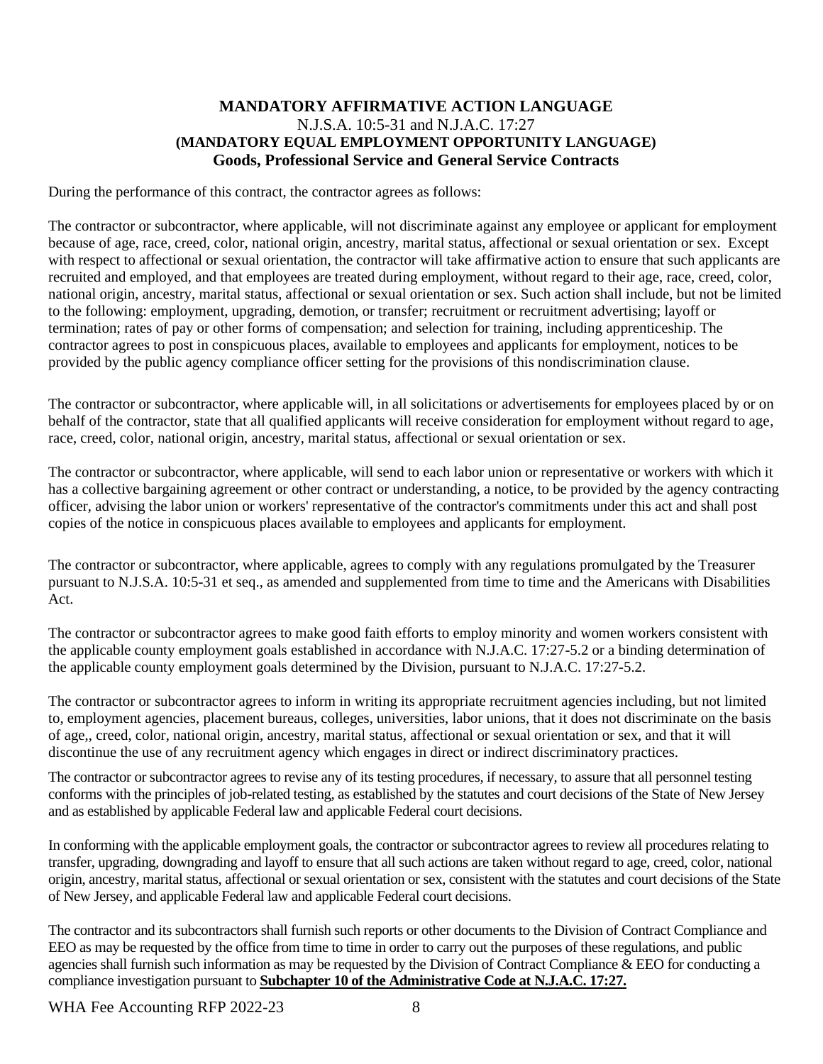**MANDATORY AFFIRMATIVE ACTION LANGUAGE**
N.J.S.A. 10:5-31 and N.J.A.C. 17:27
**(MANDATORY EQUAL EMPLOYMENT OPPORTUNITY LANGUAGE)**
**Goods, Professional Service and General Service Contracts**

During the performance of this contract, the contractor agrees as follows:

The contractor or subcontractor, where applicable, will not discriminate against any employee or applicant for employment because of age, race, creed, color, national origin, ancestry, marital status, affectional or sexual orientation or sex. Except with respect to affectional or sexual orientation, the contractor will take affirmative action to ensure that such applicants are recruited and employed, and that employees are treated during employment, without regard to their age, race, creed, color, national origin, ancestry, marital status, affectional or sexual orientation or sex. Such action shall include, but not be limited to the following: employment, upgrading, demotion, or transfer; recruitment or recruitment advertising; layoff or termination; rates of pay or other forms of compensation; and selection for training, including apprenticeship. The contractor agrees to post in conspicuous places, available to employees and applicants for employment, notices to be provided by the public agency compliance officer setting for the provisions of this nondiscrimination clause.

The contractor or subcontractor, where applicable will, in all solicitations or advertisements for employees placed by or on behalf of the contractor, state that all qualified applicants will receive consideration for employment without regard to age, race, creed, color, national origin, ancestry, marital status, affectional or sexual orientation or sex.

The contractor or subcontractor, where applicable, will send to each labor union or representative or workers with which it has a collective bargaining agreement or other contract or understanding, a notice, to be provided by the agency contracting officer, advising the labor union or workers' representative of the contractor's commitments under this act and shall post copies of the notice in conspicuous places available to employees and applicants for employment.

The contractor or subcontractor, where applicable, agrees to comply with any regulations promulgated by the Treasurer pursuant to N.J.S.A. 10:5-31 et seq., as amended and supplemented from time to time and the Americans with Disabilities Act.

The contractor or subcontractor agrees to make good faith efforts to employ minority and women workers consistent with the applicable county employment goals established in accordance with N.J.A.C. 17:27-5.2 or a binding determination of the applicable county employment goals determined by the Division, pursuant to N.J.A.C. 17:27-5.2.

The contractor or subcontractor agrees to inform in writing its appropriate recruitment agencies including, but not limited to, employment agencies, placement bureaus, colleges, universities, labor unions, that it does not discriminate on the basis of age,, creed, color, national origin, ancestry, marital status, affectional or sexual orientation or sex, and that it will discontinue the use of any recruitment agency which engages in direct or indirect discriminatory practices.

The contractor or subcontractor agrees to revise any of its testing procedures, if necessary, to assure that all personnel testing conforms with the principles of job-related testing, as established by the statutes and court decisions of the State of New Jersey and as established by applicable Federal law and applicable Federal court decisions.

In conforming with the applicable employment goals, the contractor or subcontractor agrees to review all procedures relating to transfer, upgrading, downgrading and layoff to ensure that all such actions are taken without regard to age, creed, color, national origin, ancestry, marital status, affectional or sexual orientation or sex, consistent with the statutes and court decisions of the State of New Jersey, and applicable Federal law and applicable Federal court decisions.

The contractor and its subcontractors shall furnish such reports or other documents to the Division of Contract Compliance and EEO as may be requested by the office from time to time in order to carry out the purposes of these regulations, and public agencies shall furnish such information as may be requested by the Division of Contract Compliance & EEO for conducting a compliance investigation pursuant to **Subchapter 10 of the Administrative Code at N.J.A.C. 17:27.**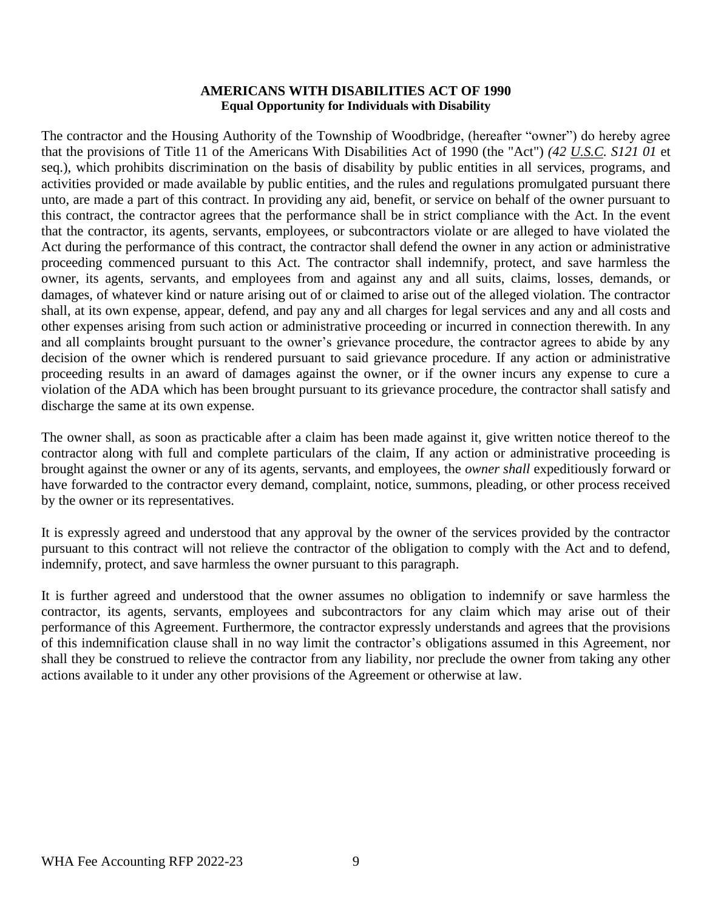**AMERICANS WITH DISABILITIES ACT OF 1990**
**Equal Opportunity for Individuals with Disability**

The contractor and the Housing Authority of the Township of Woodbridge, (hereafter "owner") do hereby agree that the provisions of Title 11 of the Americans With Disabilities Act of 1990 (the "Act") *(42 U.S.C. S121 01* et seq.), which prohibits discrimination on the basis of disability by public entities in all services, programs, and activities provided or made available by public entities, and the rules and regulations promulgated pursuant there unto, are made a part of this contract. In providing any aid, benefit, or service on behalf of the owner pursuant to this contract, the contractor agrees that the performance shall be in strict compliance with the Act. In the event that the contractor, its agents, servants, employees, or subcontractors violate or are alleged to have violated the Act during the performance of this contract, the contractor shall defend the owner in any action or administrative proceeding commenced pursuant to this Act. The contractor shall indemnify, protect, and save harmless the owner, its agents, servants, and employees from and against any and all suits, claims, losses, demands, or damages, of whatever kind or nature arising out of or claimed to arise out of the alleged violation. The contractor shall, at its own expense, appear, defend, and pay any and all charges for legal services and any and all costs and other expenses arising from such action or administrative proceeding or incurred in connection therewith. In any and all complaints brought pursuant to the owner's grievance procedure, the contractor agrees to abide by any decision of the owner which is rendered pursuant to said grievance procedure. If any action or administrative proceeding results in an award of damages against the owner, or if the owner incurs any expense to cure a violation of the ADA which has been brought pursuant to its grievance procedure, the contractor shall satisfy and discharge the same at its own expense.

The owner shall, as soon as practicable after a claim has been made against it, give written notice thereof to the contractor along with full and complete particulars of the claim, If any action or administrative proceeding is brought against the owner or any of its agents, servants, and employees, the *owner shall* expeditiously forward or have forwarded to the contractor every demand, complaint, notice, summons, pleading, or other process received by the owner or its representatives.

It is expressly agreed and understood that any approval by the owner of the services provided by the contractor pursuant to this contract will not relieve the contractor of the obligation to comply with the Act and to defend, indemnify, protect, and save harmless the owner pursuant to this paragraph.

It is further agreed and understood that the owner assumes no obligation to indemnify or save harmless the contractor, its agents, servants, employees and subcontractors for any claim which may arise out of their performance of this Agreement. Furthermore, the contractor expressly understands and agrees that the provisions of this indemnification clause shall in no way limit the contractor's obligations assumed in this Agreement, nor shall they be construed to relieve the contractor from any liability, nor preclude the owner from taking any other actions available to it under any other provisions of the Agreement or otherwise at law.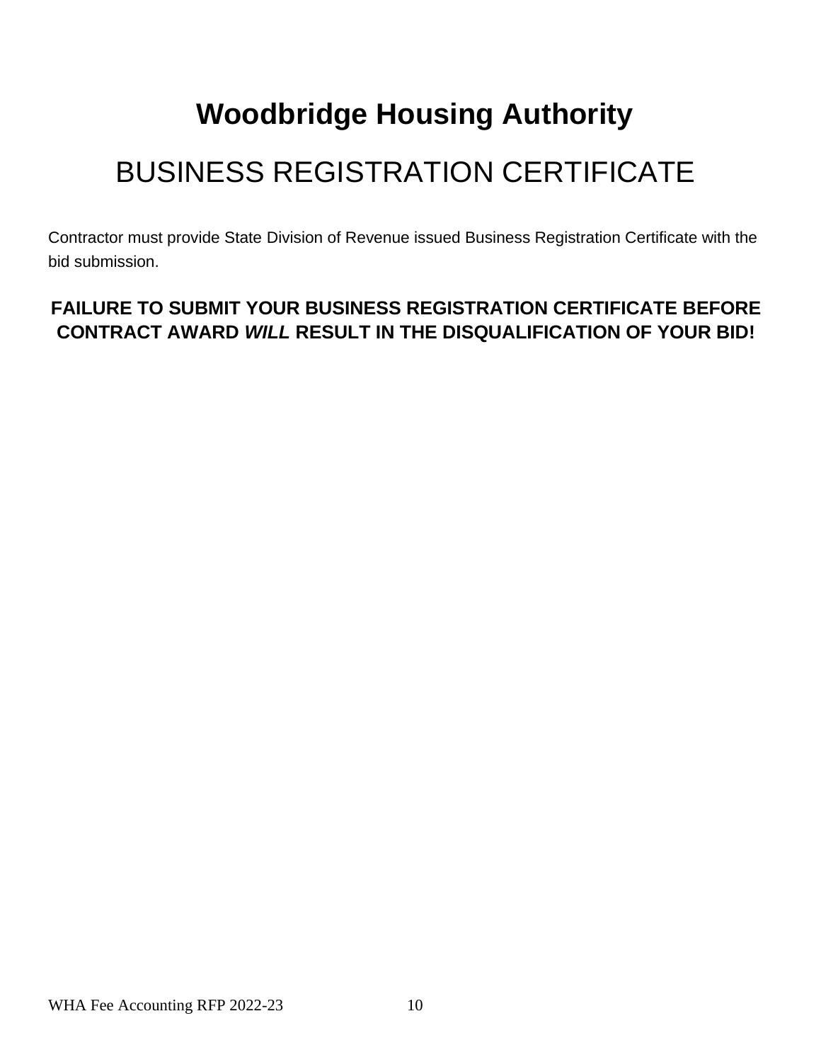# Woodbridge Housing Authority

## BUSINESS REGISTRATION CERTIFICATE

Contractor must provide State Division of Revenue issued Business Registration Certificate with the bid submission.

**FAILURE TO SUBMIT YOUR BUSINESS REGISTRATION CERTIFICATE BEFORE CONTRACT AWARD *WILL* RESULT IN THE DISQUALIFICATION OF YOUR BID!**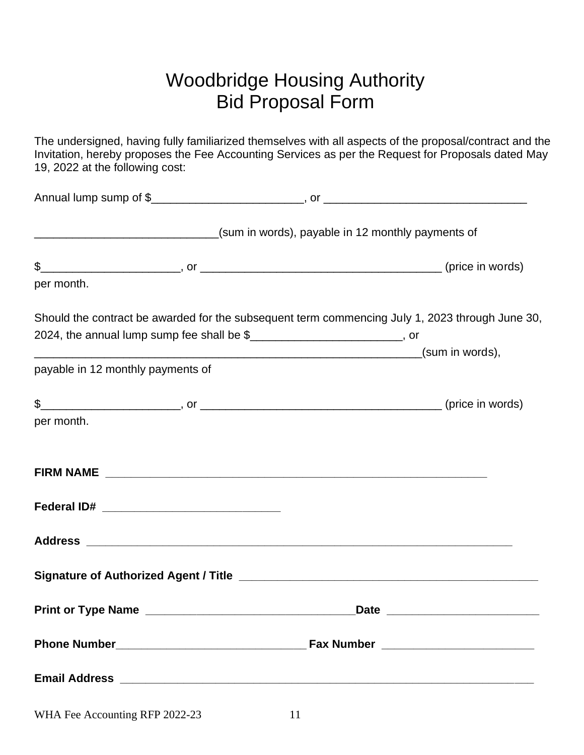# Woodbridge Housing Authority
# Bid Proposal Form

The undersigned, having fully familiarized themselves with all aspects of the proposal/contract and the Invitation, hereby proposes the Fee Accounting Services as per the Request for Proposals dated May 19, 2022 at the following cost:

Annual lump sump of $________________________, or ________________________________

_____________________________(sum in words), payable in 12 monthly payments of

$______________________, or ______________________________________ (price in words) per month.

Should the contract be awarded for the subsequent term commencing July 1, 2023 through June 30, 2024, the annual lump sump fee shall be $________________________, or _____________________________________________________________(sum in words), payable in 12 monthly payments of

$______________________, or ______________________________________ (price in words) per month.

**FIRM NAME** ____________________________________________________________

**Federal ID#** ____________________________

**Address** ___________________________________________________________________

**Signature of Authorized Agent / Title** _____________________________________________

**Print or Type Name** _________________________________**Date** ________________________

**Phone Number**______________________________ **Fax Number** ________________________

**Email Address** _________________________________________________________________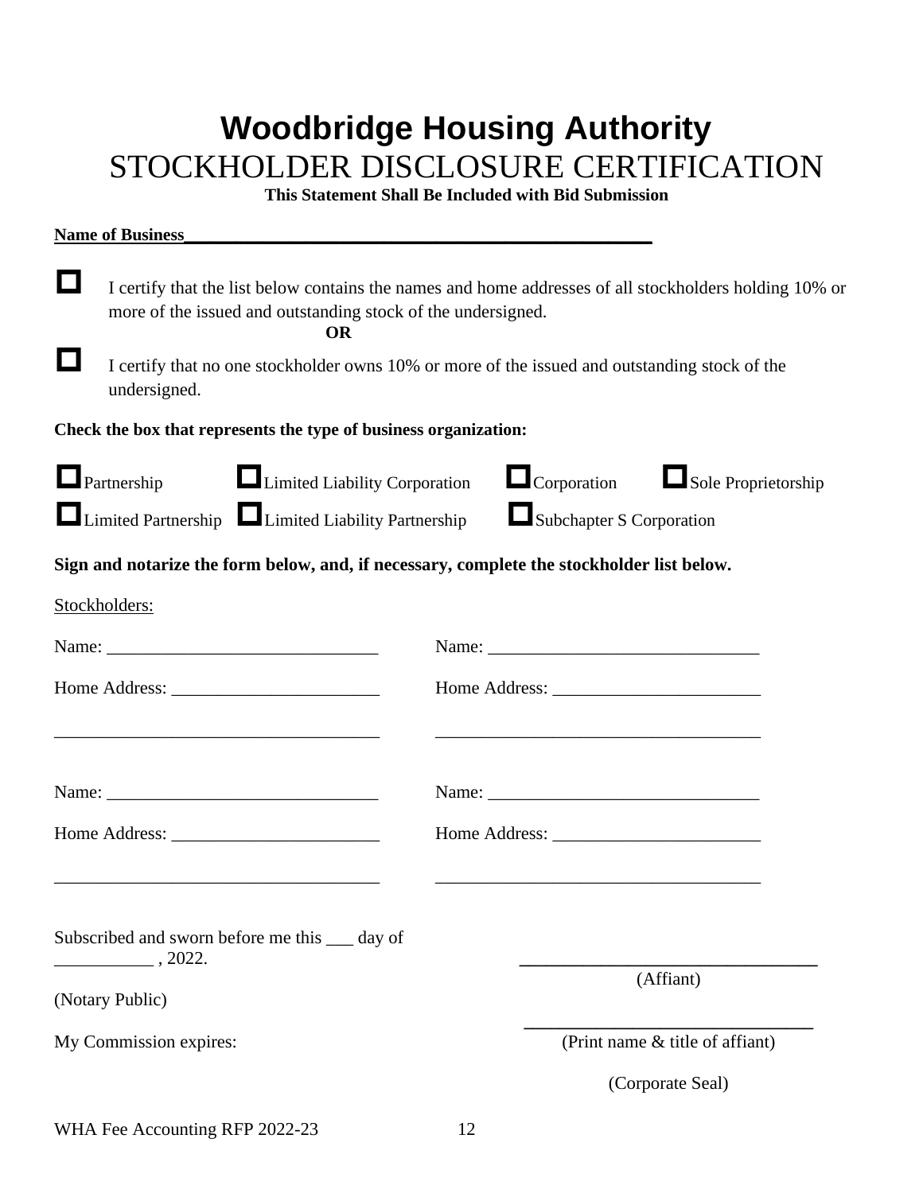# Woodbridge Housing Authority

## STOCKHOLDER DISCLOSURE CERTIFICATION

**This Statement Shall Be Included with Bid Submission**

**Name of Business**\_\_\_\_\_\_\_\_\_\_\_\_\_\_\_\_\_\_\_\_\_\_\_\_\_\_\_\_\_\_\_\_\_\_\_\_\_\_\_\_\_\_\_\_\_\_\_\_

☐ I certify that the list below contains the names and home addresses of all stockholders holding 10% or more of the issued and outstanding stock of the undersigned.

**OR**

☐ I certify that no one stockholder owns 10% or more of the issued and outstanding stock of the undersigned.

**Check the box that represents the type of business organization:**

☐ Partnership ☐ Limited Liability Corporation ☐ Corporation ☐ Sole Proprietorship

☐ Limited Partnership ☐ Limited Liability Partnership ☐ Subchapter S Corporation

**Sign and notarize the form below, and, if necessary, complete the stockholder list below.**

Stockholders:

Name: \_\_\_\_\_\_\_\_\_\_\_\_\_\_\_\_\_\_\_\_\_\_\_\_\_\_\_\_\_\_ Name: \_\_\_\_\_\_\_\_\_\_\_\_\_\_\_\_\_\_\_\_\_\_\_\_\_\_\_\_\_\_

Home Address: \_\_\_\_\_\_\_\_\_\_\_\_\_\_\_\_\_\_\_\_\_\_\_ Home Address: \_\_\_\_\_\_\_\_\_\_\_\_\_\_\_\_\_\_\_\_\_\_\_

\_\_\_\_\_\_\_\_\_\_\_\_\_\_\_\_\_\_\_\_\_\_\_\_\_\_\_\_\_\_\_\_\_\_\_\_ \_\_\_\_\_\_\_\_\_\_\_\_\_\_\_\_\_\_\_\_\_\_\_\_\_\_\_\_\_\_\_\_\_\_\_\_

Name: \_\_\_\_\_\_\_\_\_\_\_\_\_\_\_\_\_\_\_\_\_\_\_\_\_\_\_\_\_\_ Name: \_\_\_\_\_\_\_\_\_\_\_\_\_\_\_\_\_\_\_\_\_\_\_\_\_\_\_\_\_\_

Home Address: \_\_\_\_\_\_\_\_\_\_\_\_\_\_\_\_\_\_\_\_\_\_\_ Home Address: \_\_\_\_\_\_\_\_\_\_\_\_\_\_\_\_\_\_\_\_\_\_\_

\_\_\_\_\_\_\_\_\_\_\_\_\_\_\_\_\_\_\_\_\_\_\_\_\_\_\_\_\_\_\_\_\_\_\_\_ \_\_\_\_\_\_\_\_\_\_\_\_\_\_\_\_\_\_\_\_\_\_\_\_\_\_\_\_\_\_\_\_\_\_\_\_

Subscribed and sworn before me this \_\_\_ day of \_\_\_\_\_\_\_\_\_\_\_ , 2022.

\_\_\_\_\_\_\_\_\_\_\_\_\_\_\_\_\_\_\_\_\_\_\_\_\_\_\_\_\_\_\_\_
(Affiant)

(Notary Public)

\_\_\_\_\_\_\_\_\_\_\_\_\_\_\_\_\_\_\_\_\_\_\_\_\_\_\_\_\_\_\_\_
(Print name & title of affiant)

My Commission expires:

(Corporate Seal)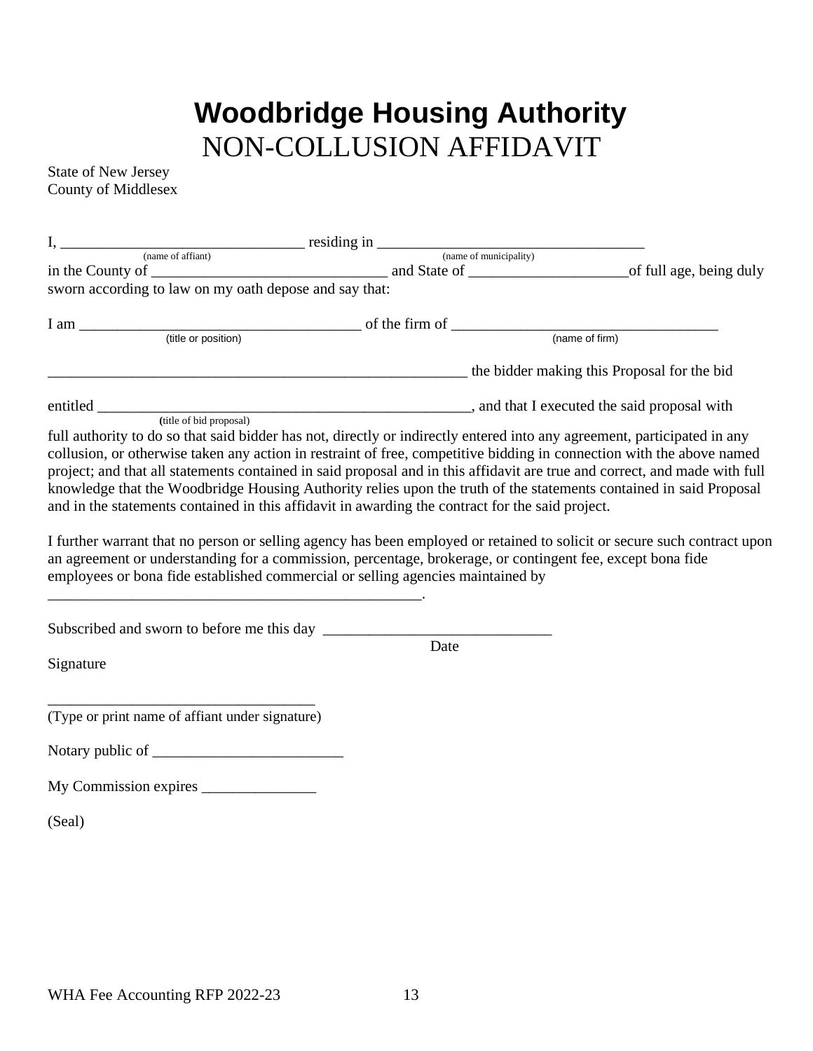# Woodbridge Housing Authority

## NON-COLLUSION AFFIDAVIT

State of New Jersey
County of Middlesex

I, _______________________________ residing in ___________________________________
(name of affiant) (name of municipality)
in the County of ______________________________ and State of _____________________of full age, being duly sworn according to law on my oath depose and say that:

I am ____________________________________ of the firm of __________________________________
(title or position) (name of firm)

_______________________________________________________ the bidder making this Proposal for the bid

entitled ________________________________________________, and that I executed the said proposal with
(title of bid proposal)
full authority to do so that said bidder has not, directly or indirectly entered into any agreement, participated in any collusion, or otherwise taken any action in restraint of free, competitive bidding in connection with the above named project; and that all statements contained in said proposal and in this affidavit are true and correct, and made with full knowledge that the Woodbridge Housing Authority relies upon the truth of the statements contained in said Proposal and in the statements contained in this affidavit in awarding the contract for the said project.

I further warrant that no person or selling agency has been employed or retained to solicit or secure such contract upon an agreement or understanding for a commission, percentage, brokerage, or contingent fee, except bona fide employees or bona fide established commercial or selling agencies maintained by _________________________________________________.

Subscribed and sworn to before me this day _____________________________
Date

Signature

__________________________________
(Type or print name of affiant under signature)

Notary public of ________________________

My Commission expires _______________

(Seal)

WHA Fee Accounting RFP 2022-23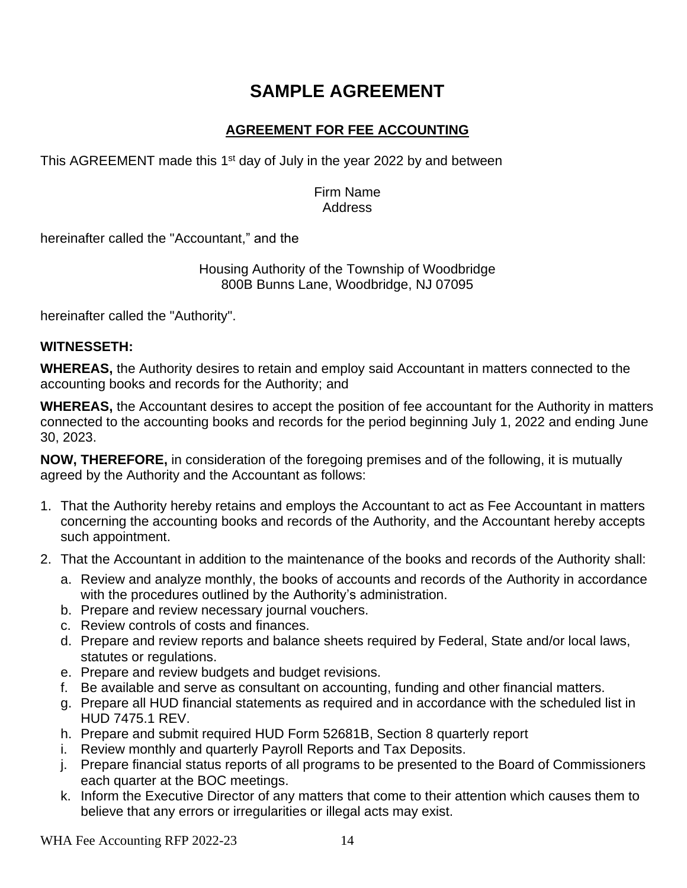# SAMPLE AGREEMENT

## AGREEMENT FOR FEE ACCOUNTING

This AGREEMENT made this 1st day of July in the year 2022 by and between

Firm Name
Address

hereinafter called the "Accountant," and the

Housing Authority of the Township of Woodbridge
800B Bunns Lane, Woodbridge, NJ 07095

hereinafter called the "Authority".

**WITNESSETH:**

**WHEREAS,** the Authority desires to retain and employ said Accountant in matters connected to the accounting books and records for the Authority; and

**WHEREAS,** the Accountant desires to accept the position of fee accountant for the Authority in matters connected to the accounting books and records for the period beginning July 1, 2022 and ending June 30, 2023.

**NOW, THEREFORE,** in consideration of the foregoing premises and of the following, it is mutually agreed by the Authority and the Accountant as follows:

1. That the Authority hereby retains and employs the Accountant to act as Fee Accountant in matters concerning the accounting books and records of the Authority, and the Accountant hereby accepts such appointment.
2. That the Accountant in addition to the maintenance of the books and records of the Authority shall:
   a. Review and analyze monthly, the books of accounts and records of the Authority in accordance with the procedures outlined by the Authority's administration.
   b. Prepare and review necessary journal vouchers.
   c. Review controls of costs and finances.
   d. Prepare and review reports and balance sheets required by Federal, State and/or local laws, statutes or regulations.
   e. Prepare and review budgets and budget revisions.
   f. Be available and serve as consultant on accounting, funding and other financial matters.
   g. Prepare all HUD financial statements as required and in accordance with the scheduled list in HUD 7475.1 REV.
   h. Prepare and submit required HUD Form 52681B, Section 8 quarterly report
   i. Review monthly and quarterly Payroll Reports and Tax Deposits.
   j. Prepare financial status reports of all programs to be presented to the Board of Commissioners each quarter at the BOC meetings.
   k. Inform the Executive Director of any matters that come to their attention which causes them to believe that any errors or irregularities or illegal acts may exist.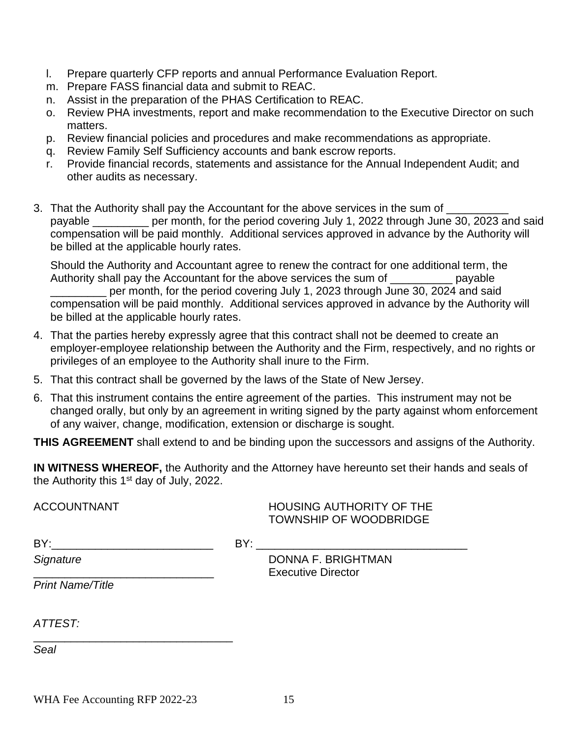l. Prepare quarterly CFP reports and annual Performance Evaluation Report.
m. Prepare FASS financial data and submit to REAC.
n. Assist in the preparation of the PHAS Certification to REAC.
o. Review PHA investments, report and make recommendation to the Executive Director on such matters.
p. Review financial policies and procedures and make recommendations as appropriate.
q. Review Family Self Sufficiency accounts and bank escrow reports.
r. Provide financial records, statements and assistance for the Annual Independent Audit; and other audits as necessary.

3. That the Authority shall pay the Accountant for the above services in the sum of __________ payable _________ per month, for the period covering July 1, 2022 through June 30, 2023 and said compensation will be paid monthly. Additional services approved in advance by the Authority will be billed at the applicable hourly rates.

   Should the Authority and Accountant agree to renew the contract for one additional term, the Authority shall pay the Accountant for the above services the sum of __________ payable _________ per month, for the period covering July 1, 2023 through June 30, 2024 and said compensation will be paid monthly. Additional services approved in advance by the Authority will be billed at the applicable hourly rates.

4. That the parties hereby expressly agree that this contract shall not be deemed to create an employer-employee relationship between the Authority and the Firm, respectively, and no rights or privileges of an employee to the Authority shall inure to the Firm.

5. That this contract shall be governed by the laws of the State of New Jersey.

6. That this instrument contains the entire agreement of the parties. This instrument may not be changed orally, but only by an agreement in writing signed by the party against whom enforcement of any waiver, change, modification, extension or discharge is sought.

**THIS AGREEMENT** shall extend to and be binding upon the successors and assigns of the Authority.

**IN WITNESS WHEREOF,** the Authority and the Attorney have hereunto set their hands and seals of the Authority this 1st day of July, 2022.

ACCOUNTNANT

BY:__________________________

*Signature*

_____________________________

*Print Name/Title*

HOUSING AUTHORITY OF THE TOWNSHIP OF WOODBRIDGE

BY: __________________________________

DONNA F. BRIGHTMAN
Executive Director

*ATTEST:*

________________________________

*Seal*